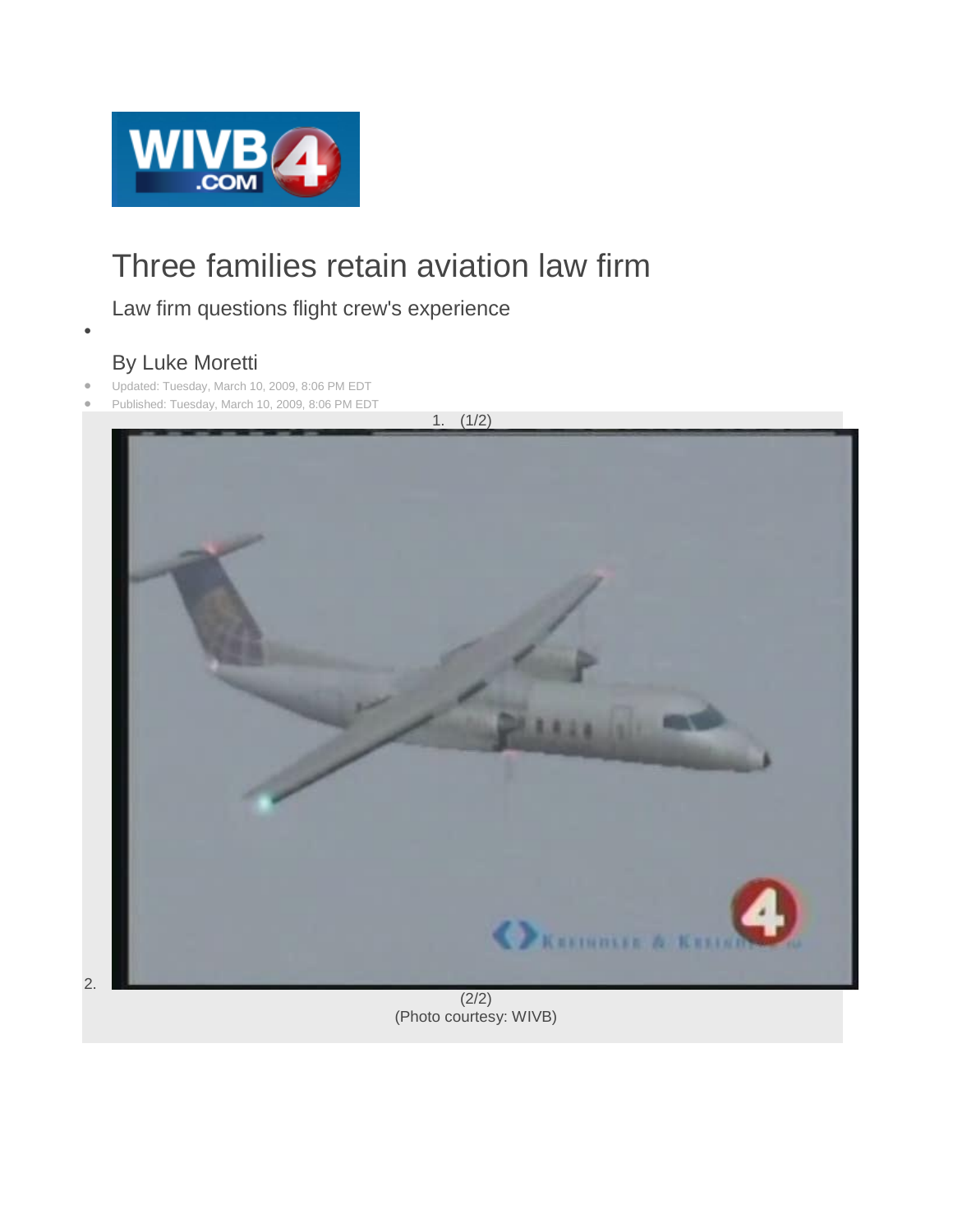# Three families retain aviation law firm

Law firm questions flight crew's experience

By Luke Moretti

- Updated: Tuesday, March 10, 2009, 8:06 PM EDT
- Published: Tuesday, March 10, 2009, 8:06 PM EDT

1. (1/2)
2. (2/2)

(Photo courtesy: WIVB)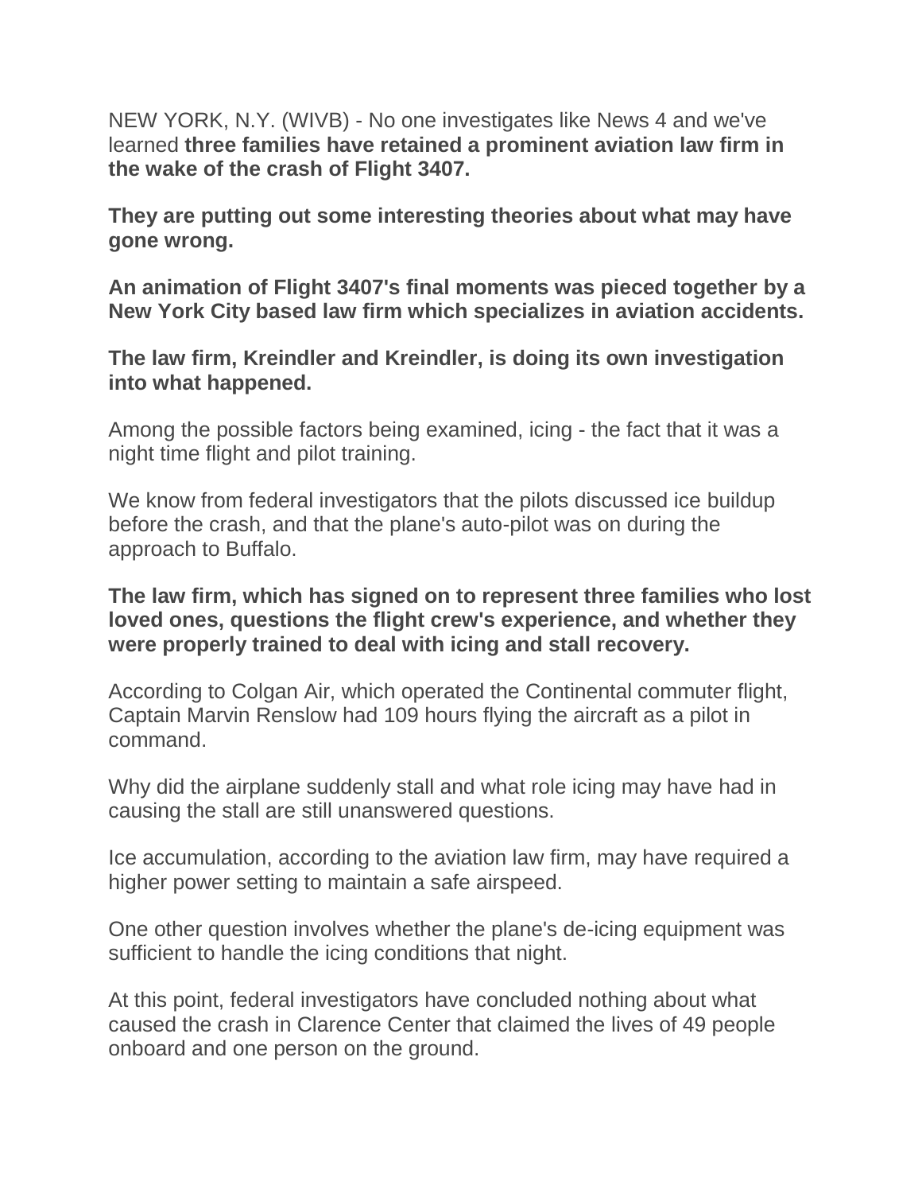NEW YORK, N.Y. (WIVB) - No one investigates like News 4 and we've learned **three families have retained a prominent aviation law firm in the wake of the crash of Flight 3407.**

**They are putting out some interesting theories about what may have gone wrong.**

**An animation of Flight 3407's final moments was pieced together by a New York City based law firm which specializes in aviation accidents.**

**The law firm, Kreindler and Kreindler, is doing its own investigation into what happened.**

Among the possible factors being examined, icing - the fact that it was a night time flight and pilot training.

We know from federal investigators that the pilots discussed ice buildup before the crash, and that the plane's auto-pilot was on during the approach to Buffalo.

**The law firm, which has signed on to represent three families who lost loved ones, questions the flight crew's experience, and whether they were properly trained to deal with icing and stall recovery.**

According to Colgan Air, which operated the Continental commuter flight, Captain Marvin Renslow had 109 hours flying the aircraft as a pilot in command.

Why did the airplane suddenly stall and what role icing may have had in causing the stall are still unanswered questions.

Ice accumulation, according to the aviation law firm, may have required a higher power setting to maintain a safe airspeed.

One other question involves whether the plane's de-icing equipment was sufficient to handle the icing conditions that night.

At this point, federal investigators have concluded nothing about what caused the crash in Clarence Center that claimed the lives of 49 people onboard and one person on the ground.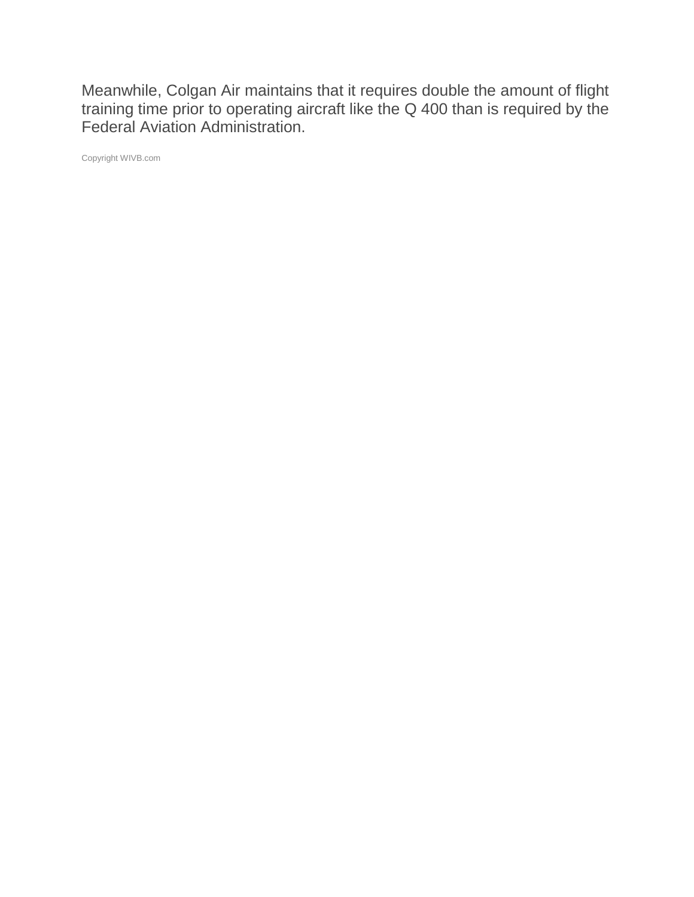Meanwhile, Colgan Air maintains that it requires double the amount of flight training time prior to operating aircraft like the Q 400 than is required by the Federal Aviation Administration.

Copyright WIVB.com